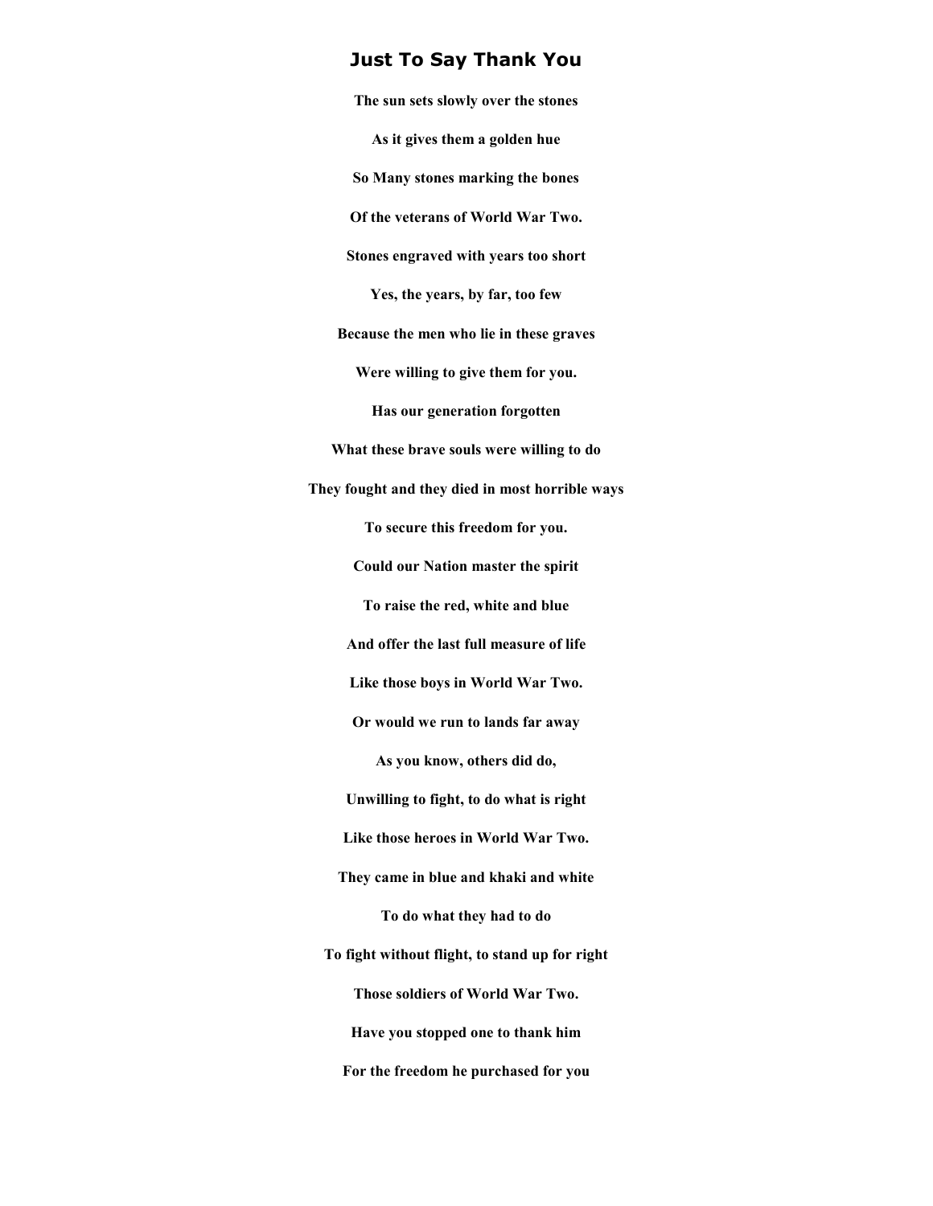# Just To Say Thank You

**The sun sets slowly over the stones**

**As it gives them a golden hue**

**So Many stones marking the bones**

**Of the veterans of World War Two.**

**Stones engraved with years too short**

**Yes, the years, by far, too few**

**Because the men who lie in these graves**

**Were willing to give them for you.**

**Has our generation forgotten**

**What these brave souls were willing to do**

**They fought and they died in most horrible ways**

**To secure this freedom for you.**

**Could our Nation master the spirit**

**To raise the red, white and blue**

**And offer the last full measure of life**

**Like those boys in World War Two.**

**Or would we run to lands far away**

**As you know, others did do,**

**Unwilling to fight, to do what is right**

**Like those heroes in World War Two.**

**They came in blue and khaki and white**

**To do what they had to do**

**To fight without flight, to stand up for right**

**Those soldiers of World War Two.**

**Have you stopped one to thank him**

**For the freedom he purchased for you**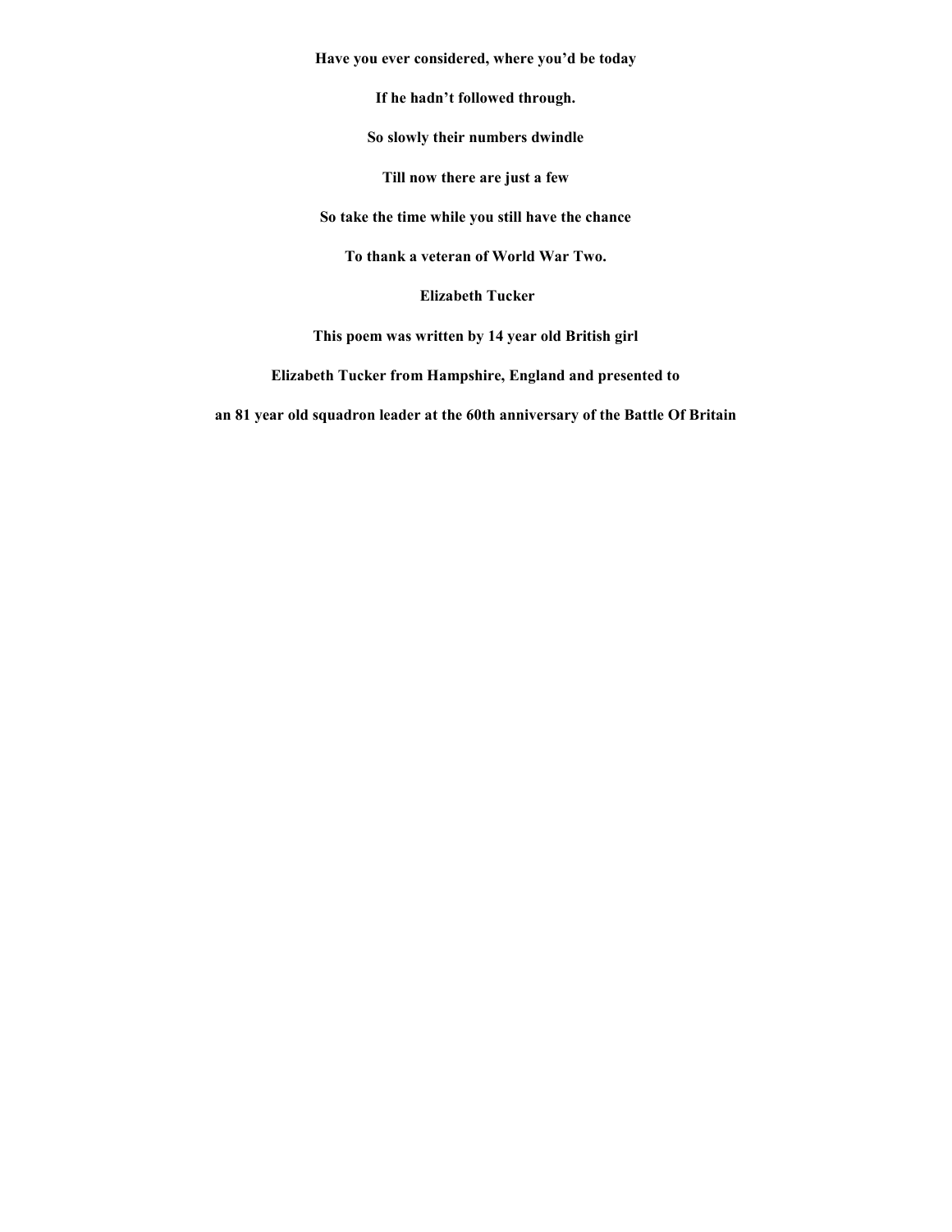**Have you ever considered, where you'd be today**

**If he hadn't followed through.**

**So slowly their numbers dwindle**

**Till now there are just a few**

**So take the time while you still have the chance**

**To thank a veteran of World War Two.**

**Elizabeth Tucker**

**This poem was written by 14 year old British girl**

**Elizabeth Tucker from Hampshire, England and presented to**

**an 81 year old squadron leader at the 60th anniversary of the Battle Of Britain**